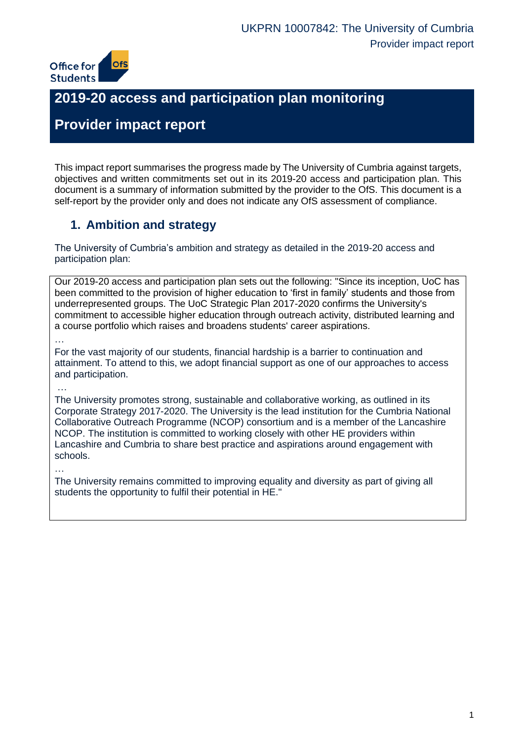# 2019-20 access and participation plan monitoring

# Provider impact report

This impact report summarises the progress made by The University of Cumbria against targets, objectives and written commitments set out in its 2019-20 access and participation plan. This document is a summary of information submitted by the provider to the OfS. This document is a self-report by the provider only and does not indicate any OfS assessment of compliance.

## 1. Ambition and strategy

The University of Cumbria's ambition and strategy as detailed in the 2019-20 access and participation plan:

Our 2019-20 access and participation plan sets out the following: "Since its inception, UoC has been committed to the provision of higher education to 'first in family' students and those from underrepresented groups. The UoC Strategic Plan 2017-2020 confirms the University's commitment to accessible higher education through outreach activity, distributed learning and a course portfolio which raises and broadens students' career aspirations.

…

For the vast majority of our students, financial hardship is a barrier to continuation and attainment. To attend to this, we adopt financial support as one of our approaches to access and participation.

…

The University promotes strong, sustainable and collaborative working, as outlined in its Corporate Strategy 2017-2020. The University is the lead institution for the Cumbria National Collaborative Outreach Programme (NCOP) consortium and is a member of the Lancashire NCOP. The institution is committed to working closely with other HE providers within Lancashire and Cumbria to share best practice and aspirations around engagement with schools.

…

The University remains committed to improving equality and diversity as part of giving all students the opportunity to fulfil their potential in HE."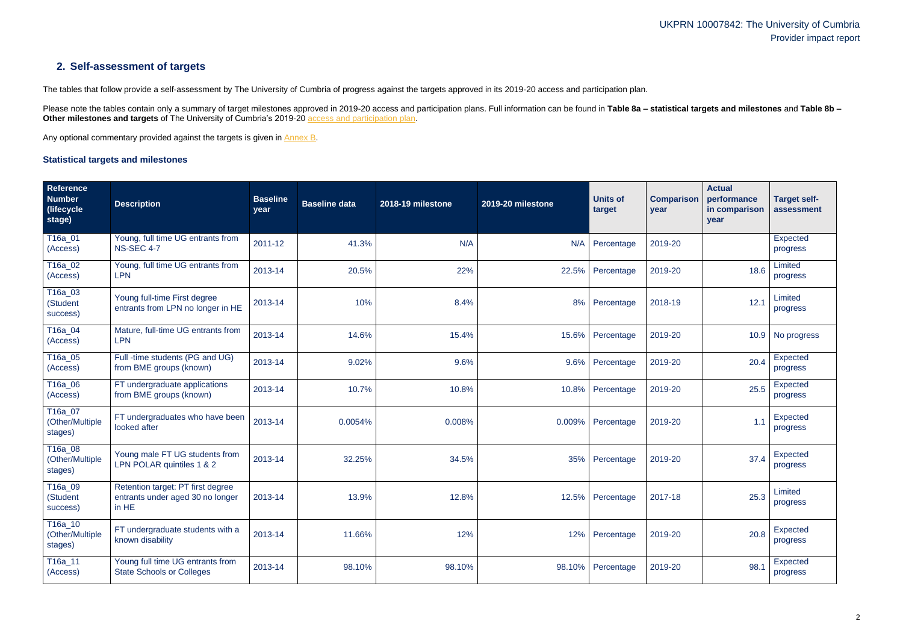## 2. Self-assessment of targets

The tables that follow provide a self-assessment by The University of Cumbria of progress against the targets approved in its 2019-20 access and participation plan.

Please note the tables contain only a summary of target milestones approved in 2019-20 access and participation plans. Full information can be found in **Table 8a – statistical targets and milestones** and **Table 8b – Other milestones and targets** of The University of Cumbria's 2019-20 access and participation plan.

Any optional commentary provided against the targets is given in Annex B.

### Statistical targets and milestones

| Reference Number (lifecycle stage) | Description | Baseline year | Baseline data | 2018-19 milestone | 2019-20 milestone | Units of target | Comparison year | Actual performance in comparison year | Target self-assessment |
|---|---|---|---|---|---|---|---|---|---|
| T16a_01 (Access) | Young, full time UG entrants from NS-SEC 4-7 | 2011-12 | 41.3% | N/A | N/A | Percentage | 2019-20 | | Expected progress |
| T16a_02 (Access) | Young, full time UG entrants from LPN | 2013-14 | 20.5% | 22% | 22.5% | Percentage | 2019-20 | 18.6 | Limited progress |
| T16a_03 (Student success) | Young full-time First degree entrants from LPN no longer in HE | 2013-14 | 10% | 8.4% | 8% | Percentage | 2018-19 | 12.1 | Limited progress |
| T16a_04 (Access) | Mature, full-time UG entrants from LPN | 2013-14 | 14.6% | 15.4% | 15.6% | Percentage | 2019-20 | 10.9 | No progress |
| T16a_05 (Access) | Full -time students (PG and UG) from BME groups (known) | 2013-14 | 9.02% | 9.6% | 9.6% | Percentage | 2019-20 | 20.4 | Expected progress |
| T16a_06 (Access) | FT undergraduate applications from BME groups (known) | 2013-14 | 10.7% | 10.8% | 10.8% | Percentage | 2019-20 | 25.5 | Expected progress |
| T16a_07 (Other/Multiple stages) | FT undergraduates who have been looked after | 2013-14 | 0.0054% | 0.008% | 0.009% | Percentage | 2019-20 | 1.1 | Expected progress |
| T16a_08 (Other/Multiple stages) | Young male FT UG students from LPN POLAR quintiles 1 & 2 | 2013-14 | 32.25% | 34.5% | 35% | Percentage | 2019-20 | 37.4 | Expected progress |
| T16a_09 (Student success) | Retention target: PT first degree entrants under aged 30 no longer in HE | 2013-14 | 13.9% | 12.8% | 12.5% | Percentage | 2017-18 | 25.3 | Limited progress |
| T16a_10 (Other/Multiple stages) | FT undergraduate students with a known disability | 2013-14 | 11.66% | 12% | 12% | Percentage | 2019-20 | 20.8 | Expected progress |
| T16a_11 (Access) | Young full time UG entrants from State Schools or Colleges | 2013-14 | 98.10% | 98.10% | 98.10% | Percentage | 2019-20 | 98.1 | Expected progress |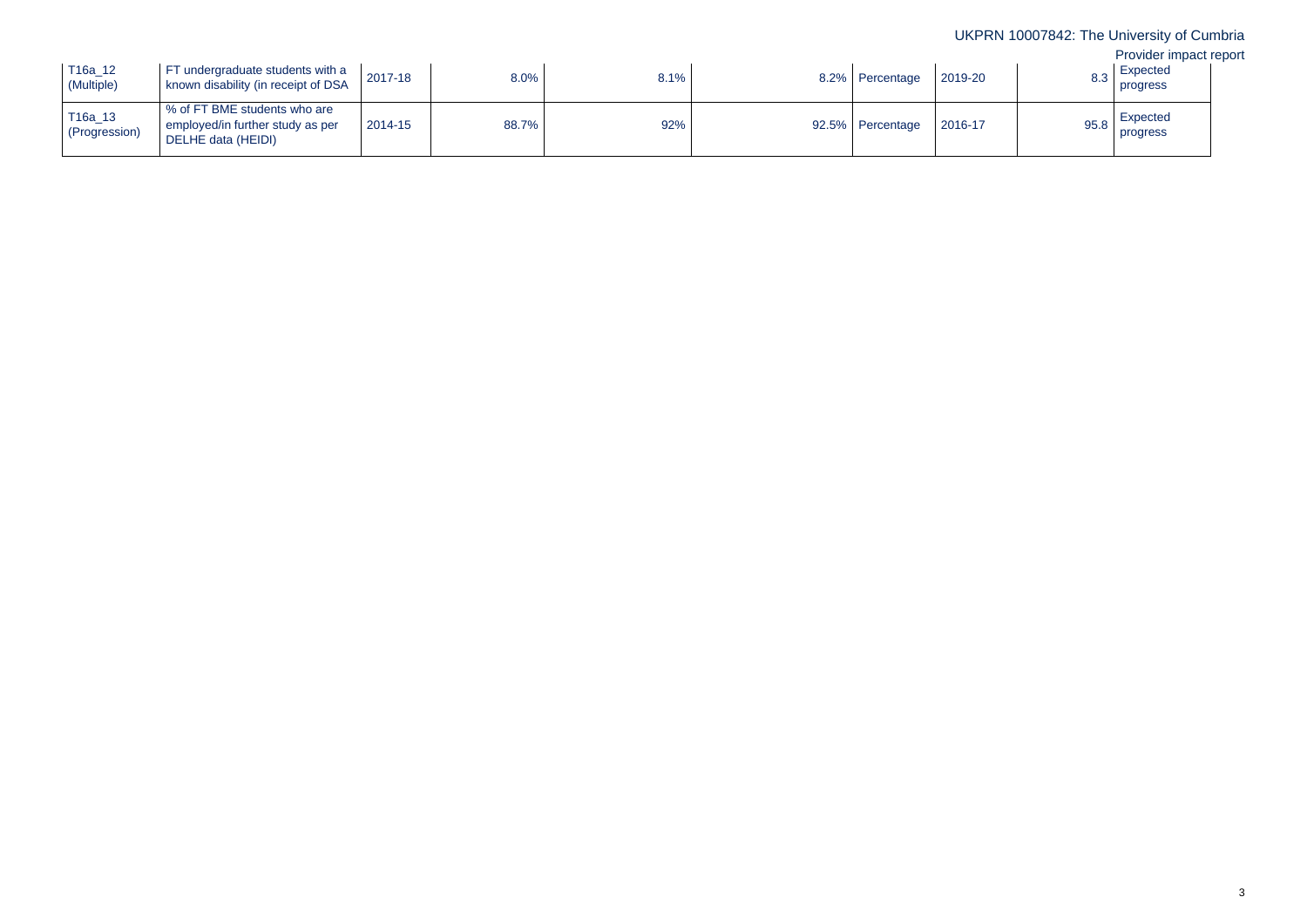| | | | | | | | | | |
|---|---|---|---|---|---|---|---|---|---|
| T16a_12 (Multiple) | FT undergraduate students with a known disability (in receipt of DSA | 2017-18 | 8.0% | 8.1% | 8.2% | Percentage | 2019-20 | 8.3 | Expected progress |
| T16a_13 (Progression) | % of FT BME students who are employed/in further study as per DELHE data (HEIDI) | 2014-15 | 88.7% | 92% | 92.5% | Percentage | 2016-17 | 95.8 | Expected progress |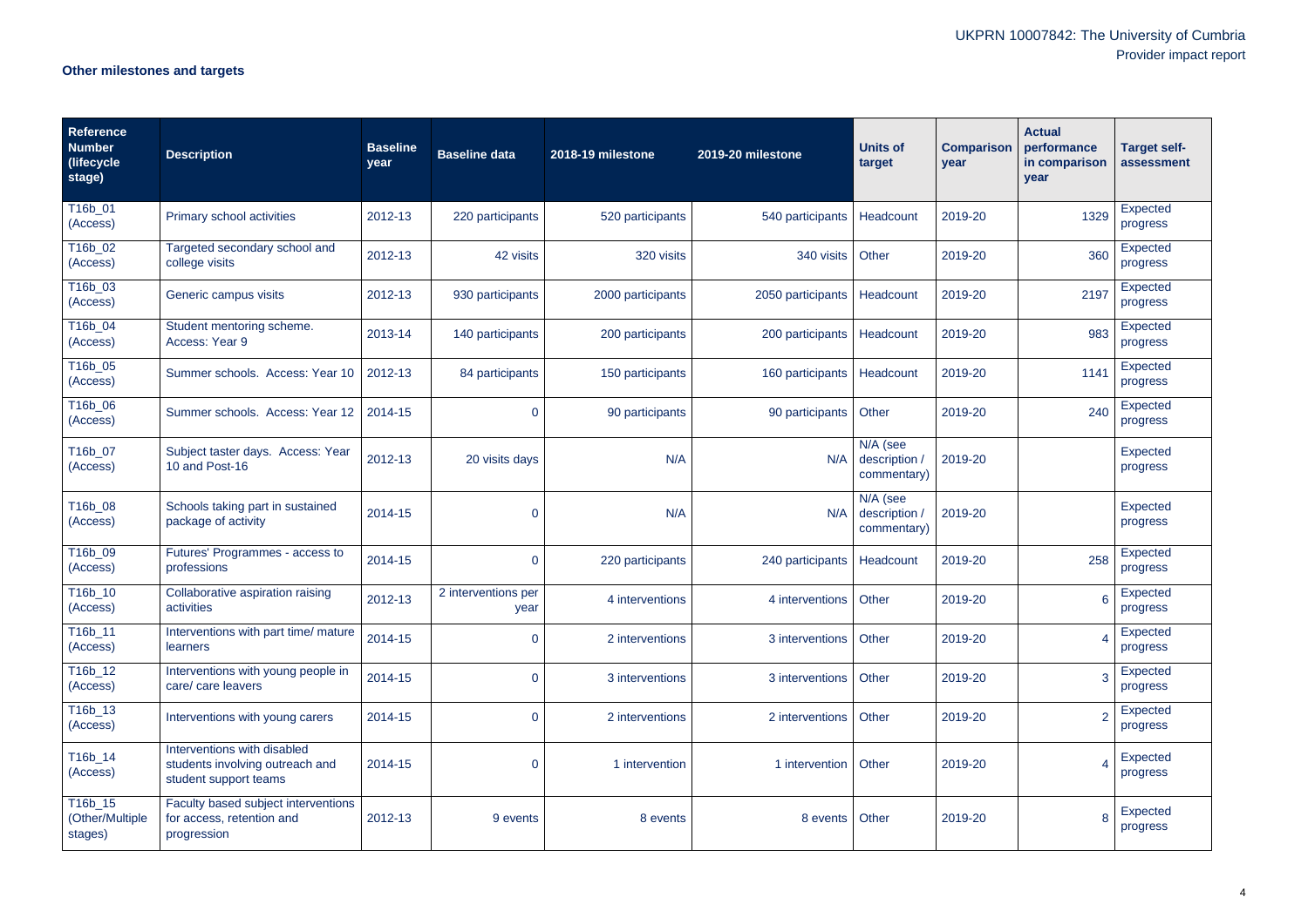### Other milestones and targets

| Reference Number (lifecycle stage) | Description | Baseline year | Baseline data | 2018-19 milestone | 2019-20 milestone | Units of target | Comparison year | Actual performance in comparison year | Target self-assessment |
|---|---|---|---|---|---|---|---|---|---|
| T16b_01 (Access) | Primary school activities | 2012-13 | 220 participants | 520 participants | 540 participants | Headcount | 2019-20 | 1329 | Expected progress |
| T16b_02 (Access) | Targeted secondary school and college visits | 2012-13 | 42 visits | 320 visits | 340 visits | Other | 2019-20 | 360 | Expected progress |
| T16b_03 (Access) | Generic campus visits | 2012-13 | 930 participants | 2000 participants | 2050 participants | Headcount | 2019-20 | 2197 | Expected progress |
| T16b_04 (Access) | Student mentoring scheme. Access: Year 9 | 2013-14 | 140 participants | 200 participants | 200 participants | Headcount | 2019-20 | 983 | Expected progress |
| T16b_05 (Access) | Summer schools. Access: Year 10 | 2012-13 | 84 participants | 150 participants | 160 participants | Headcount | 2019-20 | 1141 | Expected progress |
| T16b_06 (Access) | Summer schools. Access: Year 12 | 2014-15 | 0 | 90 participants | 90 participants | Other | 2019-20 | 240 | Expected progress |
| T16b_07 (Access) | Subject taster days. Access: Year 10 and Post-16 | 2012-13 | 20 visits days | N/A | N/A | N/A (see description / commentary) | 2019-20 | | Expected progress |
| T16b_08 (Access) | Schools taking part in sustained package of activity | 2014-15 | 0 | N/A | N/A | N/A (see description / commentary) | 2019-20 | | Expected progress |
| T16b_09 (Access) | Futures' Programmes - access to professions | 2014-15 | 0 | 220 participants | 240 participants | Headcount | 2019-20 | 258 | Expected progress |
| T16b_10 (Access) | Collaborative aspiration raising activities | 2012-13 | 2 interventions per year | 4 interventions | 4 interventions | Other | 2019-20 | 6 | Expected progress |
| T16b_11 (Access) | Interventions with part time/ mature learners | 2014-15 | 0 | 2 interventions | 3 interventions | Other | 2019-20 | 4 | Expected progress |
| T16b_12 (Access) | Interventions with young people in care/ care leavers | 2014-15 | 0 | 3 interventions | 3 interventions | Other | 2019-20 | 3 | Expected progress |
| T16b_13 (Access) | Interventions with young carers | 2014-15 | 0 | 2 interventions | 2 interventions | Other | 2019-20 | 2 | Expected progress |
| T16b_14 (Access) | Interventions with disabled students involving outreach and student support teams | 2014-15 | 0 | 1 intervention | 1 intervention | Other | 2019-20 | 4 | Expected progress |
| T16b_15 (Other/Multiple stages) | Faculty based subject interventions for access, retention and progression | 2012-13 | 9 events | 8 events | 8 events | Other | 2019-20 | 8 | Expected progress |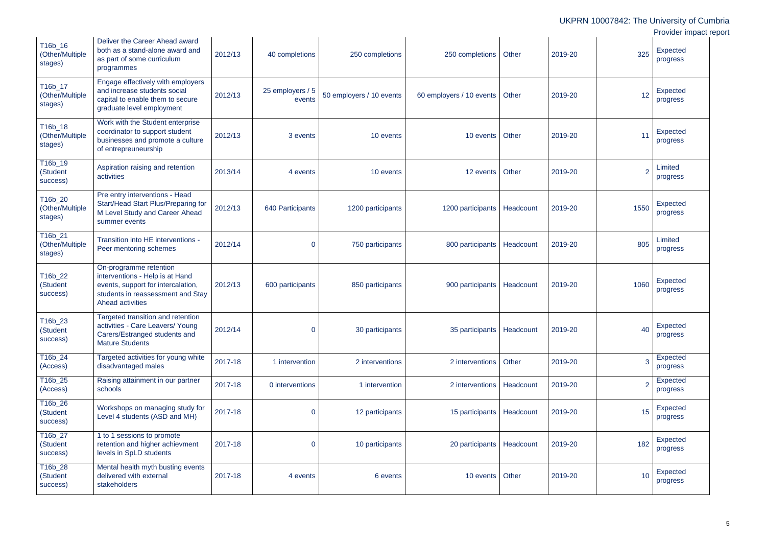| | | | | | | | | | |
|---|---|---|---|---|---|---|---|---|---|
| T16b_16 (Other/Multiple stages) | Deliver the Career Ahead award both as a stand-alone award and as part of some curriculum programmes | 2012/13 | 40 completions | 250 completions | 250 completions | Other | 2019-20 | 325 | Expected progress |
| T16b_17 (Other/Multiple stages) | Engage effectively with employers and increase students social capital to enable them to secure graduate level employment | 2012/13 | 25 employers / 5 events | 50 employers / 10 events | 60 employers / 10 events | Other | 2019-20 | 12 | Expected progress |
| T16b_18 (Other/Multiple stages) | Work with the Student enterprise coordinator to support student businesses and promote a culture of entrepreuneurship | 2012/13 | 3 events | 10 events | 10 events | Other | 2019-20 | 11 | Expected progress |
| T16b_19 (Student success) | Aspiration raising and retention activities | 2013/14 | 4 events | 10 events | 12 events | Other | 2019-20 | 2 | Limited progress |
| T16b_20 (Other/Multiple stages) | Pre entry interventions - Head Start/Head Start Plus/Preparing for M Level Study and Career Ahead summer events | 2012/13 | 640 Participants | 1200 participants | 1200 participants | Headcount | 2019-20 | 1550 | Expected progress |
| T16b_21 (Other/Multiple stages) | Transition into HE interventions - Peer mentoring schemes | 2012/14 | 0 | 750 participants | 800 participants | Headcount | 2019-20 | 805 | Limited progress |
| T16b_22 (Student success) | On-programme retention interventions - Help is at Hand events, support for intercalation, students in reassessment and Stay Ahead activities | 2012/13 | 600 participants | 850 participants | 900 participants | Headcount | 2019-20 | 1060 | Expected progress |
| T16b_23 (Student success) | Targeted transition and retention activities - Care Leavers/ Young Carers/Estranged students and Mature Students | 2012/14 | 0 | 30 participants | 35 participants | Headcount | 2019-20 | 40 | Expected progress |
| T16b_24 (Access) | Targeted activities for young white disadvantaged males | 2017-18 | 1 intervention | 2 interventions | 2 interventions | Other | 2019-20 | 3 | Expected progress |
| T16b_25 (Access) | Raising attainment in our partner schools | 2017-18 | 0 interventions | 1 intervention | 2 interventions | Headcount | 2019-20 | 2 | Expected progress |
| T16b_26 (Student success) | Workshops on managing study for Level 4 students (ASD and MH) | 2017-18 | 0 | 12 participants | 15 participants | Headcount | 2019-20 | 15 | Expected progress |
| T16b_27 (Student success) | 1 to 1 sessions to promote retention and higher achievment levels in SpLD students | 2017-18 | 0 | 10 participants | 20 participants | Headcount | 2019-20 | 182 | Expected progress |
| T16b_28 (Student success) | Mental health myth busting events delivered with external stakeholders | 2017-18 | 4 events | 6 events | 10 events | Other | 2019-20 | 10 | Expected progress |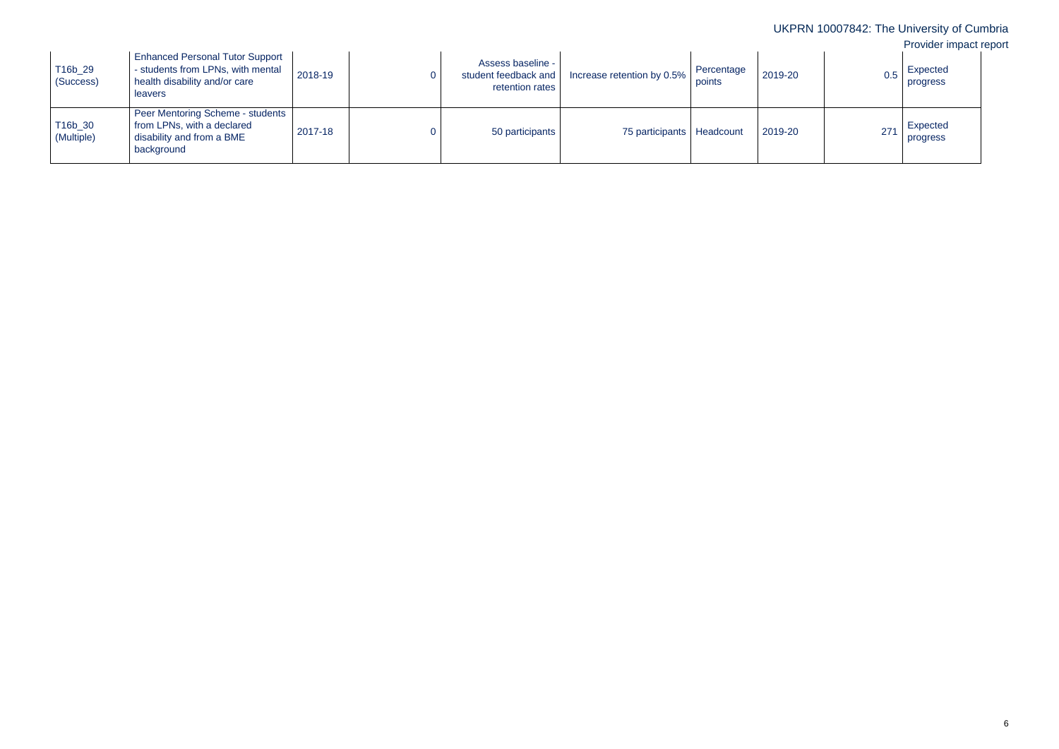| | | | | | | | | | |
|---|---|---|---|---|---|---|---|---|---|
| T16b_29 (Success) | Enhanced Personal Tutor Support - students from LPNs, with mental health disability and/or care leavers | 2018-19 | 0 | Assess baseline - student feedback and retention rates | Increase retention by 0.5% | Percentage points | 2019-20 | 0.5 | Expected progress |
| T16b_30 (Multiple) | Peer Mentoring Scheme - students from LPNs, with a declared disability and from a BME background | 2017-18 | 0 | 50 participants | 75 participants | Headcount | 2019-20 | 271 | Expected progress |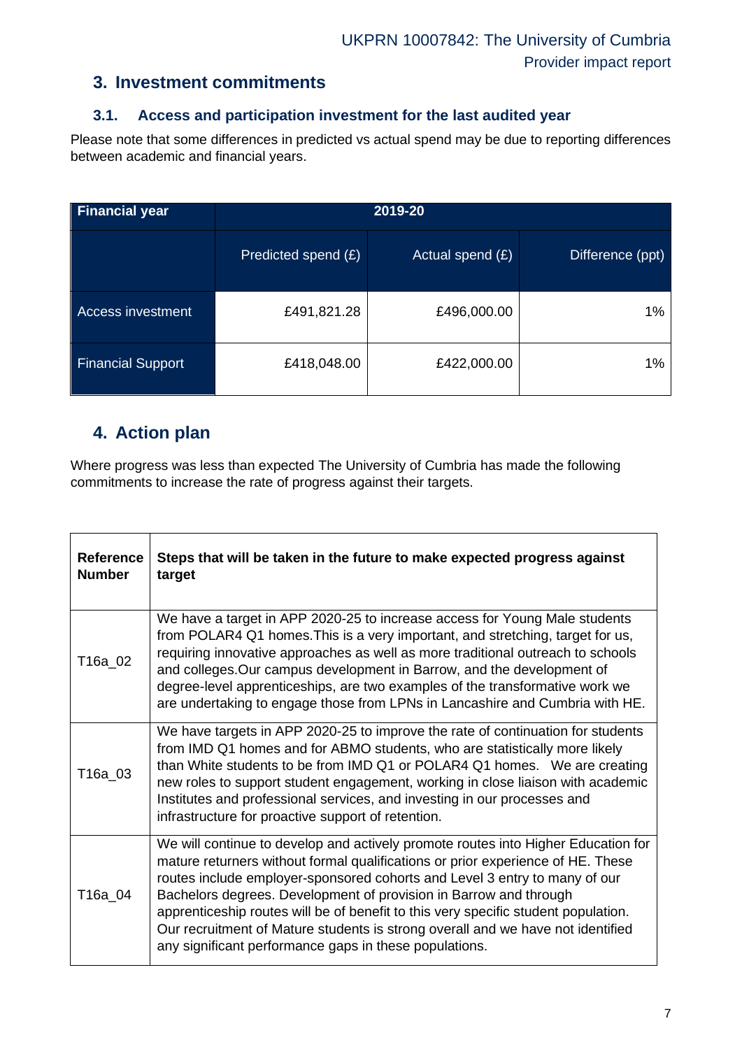## 3. Investment commitments

### 3.1. Access and participation investment for the last audited year

Please note that some differences in predicted vs actual spend may be due to reporting differences between academic and financial years.

| Financial year | 2019-20 | | |
|---|---|---|---|
| | Predicted spend (£) | Actual spend (£) | Difference (ppt) |
| Access investment | £491,821.28 | £496,000.00 | 1% |
| Financial Support | £418,048.00 | £422,000.00 | 1% |

## 4. Action plan

Where progress was less than expected The University of Cumbria has made the following commitments to increase the rate of progress against their targets.

| Reference Number | Steps that will be taken in the future to make expected progress against target |
|---|---|
| T16a_02 | We have a target in APP 2020-25 to increase access for Young Male students from POLAR4 Q1 homes.This is a very important, and stretching, target for us, requiring innovative approaches as well as more traditional outreach to schools and colleges.Our campus development in Barrow, and the development of degree-level apprenticeships, are two examples of the transformative work we are undertaking to engage those from LPNs in Lancashire and Cumbria with HE. |
| T16a_03 | We have targets in APP 2020-25 to improve the rate of continuation for students from IMD Q1 homes and for ABMO students, who are statistically more likely than White students to be from IMD Q1 or POLAR4 Q1 homes. We are creating new roles to support student engagement, working in close liaison with academic Institutes and professional services, and investing in our processes and infrastructure for proactive support of retention. |
| T16a_04 | We will continue to develop and actively promote routes into Higher Education for mature returners without formal qualifications or prior experience of HE. These routes include employer-sponsored cohorts and Level 3 entry to many of our Bachelors degrees. Development of provision in Barrow and through apprenticeship routes will be of benefit to this very specific student population. Our recruitment of Mature students is strong overall and we have not identified any significant performance gaps in these populations. |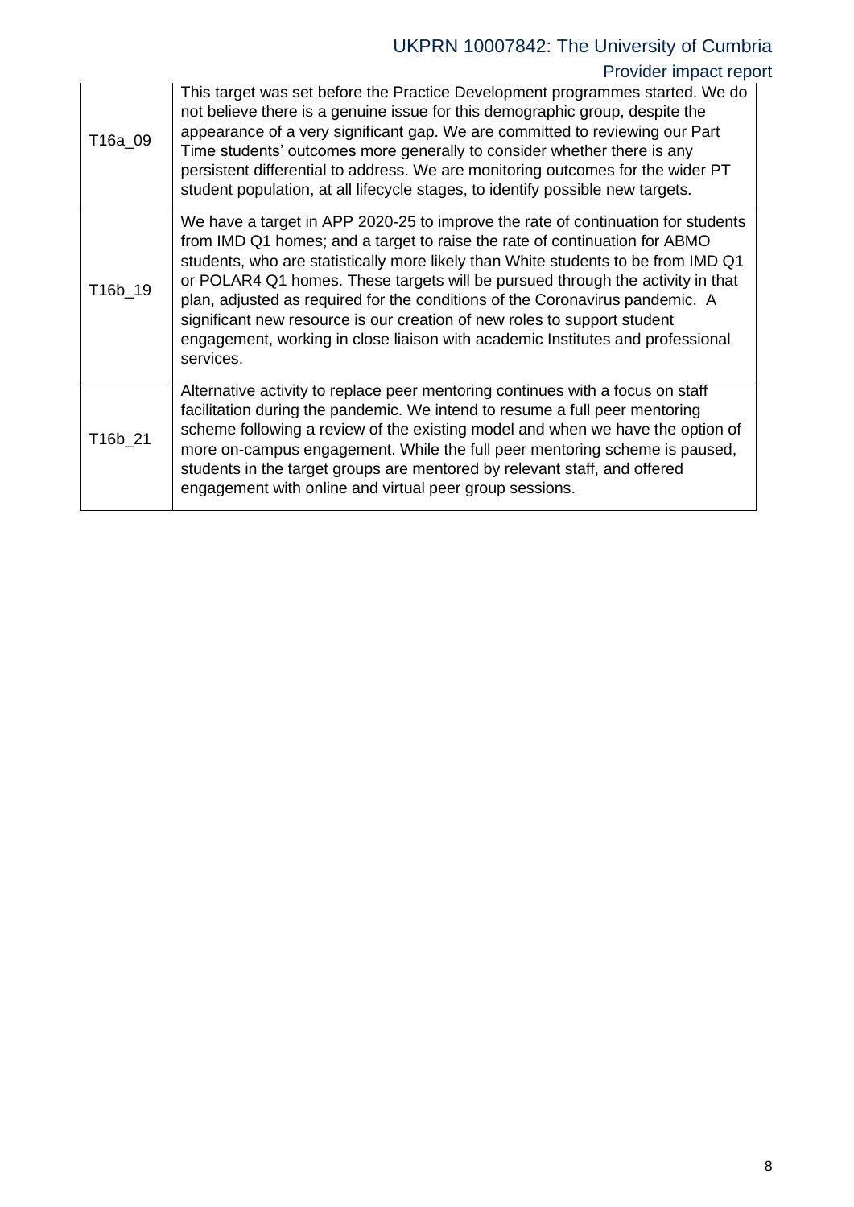| | |
|---|---|
| T16a_09 | This target was set before the Practice Development programmes started. We do not believe there is a genuine issue for this demographic group, despite the appearance of a very significant gap. We are committed to reviewing our Part Time students' outcomes more generally to consider whether there is any persistent differential to address. We are monitoring outcomes for the wider PT student population, at all lifecycle stages, to identify possible new targets. |
| T16b_19 | We have a target in APP 2020-25 to improve the rate of continuation for students from IMD Q1 homes; and a target to raise the rate of continuation for ABMO students, who are statistically more likely than White students to be from IMD Q1 or POLAR4 Q1 homes. These targets will be pursued through the activity in that plan, adjusted as required for the conditions of the Coronavirus pandemic. A significant new resource is our creation of new roles to support student engagement, working in close liaison with academic Institutes and professional services. |
| T16b_21 | Alternative activity to replace peer mentoring continues with a focus on staff facilitation during the pandemic. We intend to resume a full peer mentoring scheme following a review of the existing model and when we have the option of more on-campus engagement. While the full peer mentoring scheme is paused, students in the target groups are mentored by relevant staff, and offered engagement with online and virtual peer group sessions. |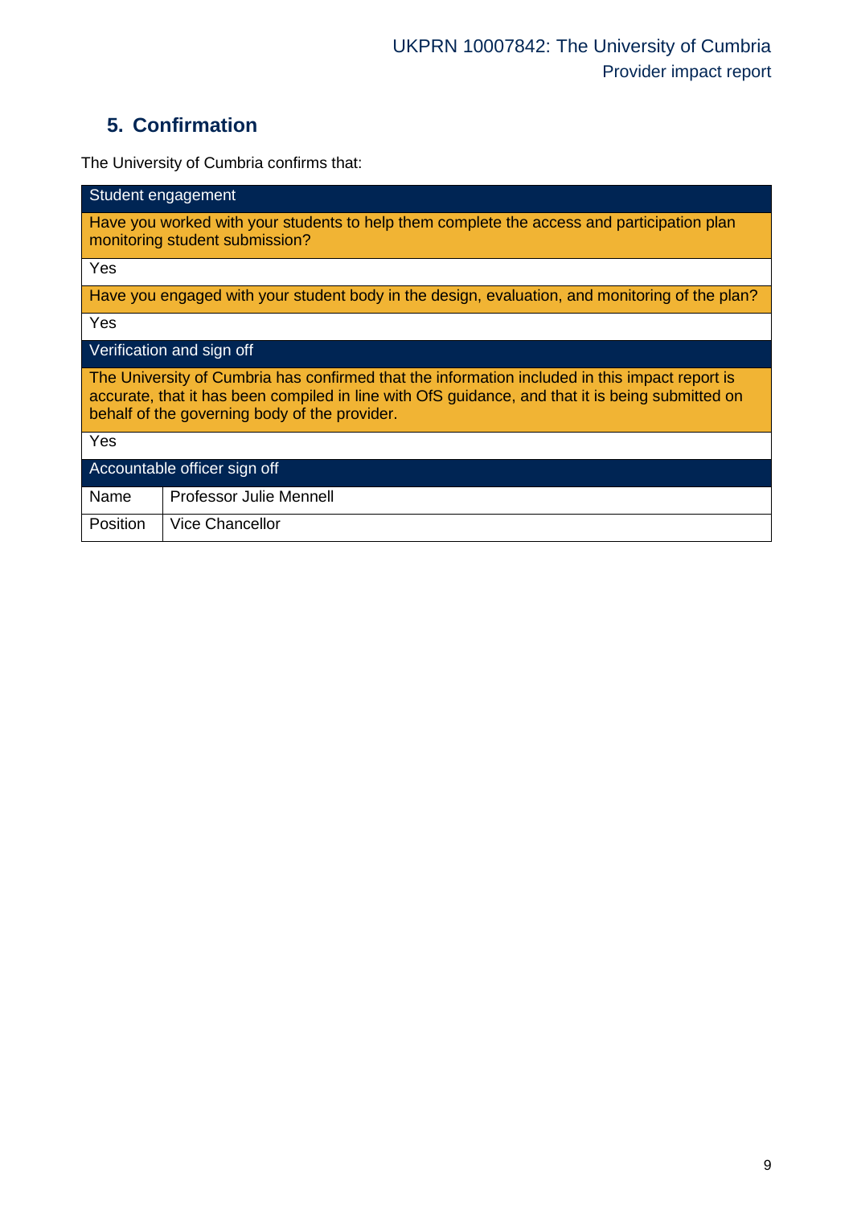## 5. Confirmation

The University of Cumbria confirms that:

| Student engagement | |
|---|---|
| Have you worked with your students to help them complete the access and participation plan monitoring student submission? | |
| Yes | |
| Have you engaged with your student body in the design, evaluation, and monitoring of the plan? | |
| Yes | |
| **Verification and sign off** | |
| The University of Cumbria has confirmed that the information included in this impact report is accurate, that it has been compiled in line with OfS guidance, and that it is being submitted on behalf of the governing body of the provider. | |
| Yes | |
| **Accountable officer sign off** | |
| Name | Professor Julie Mennell |
| Position | Vice Chancellor |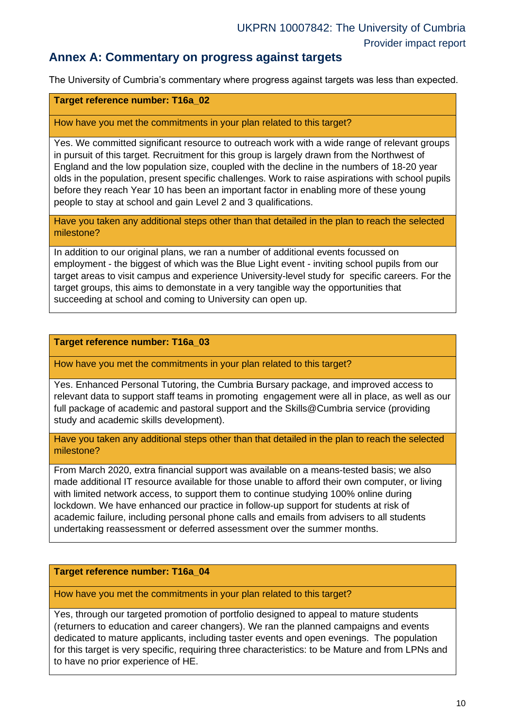## Annex A: Commentary on progress against targets

The University of Cumbria's commentary where progress against targets was less than expected.

| Target reference number: T16a_02 |
|---|
| How have you met the commitments in your plan related to this target? |
| Yes. We committed significant resource to outreach work with a wide range of relevant groups in pursuit of this target. Recruitment for this group is largely drawn from the Northwest of England and the low population size, coupled with the decline in the numbers of 18-20 year olds in the population, present specific challenges. Work to raise aspirations with school pupils before they reach Year 10 has been an important factor in enabling more of these young people to stay at school and gain Level 2 and 3 qualifications. |
| Have you taken any additional steps other than that detailed in the plan to reach the selected milestone? |
| In addition to our original plans, we ran a number of additional events focussed on employment - the biggest of which was the Blue Light event - inviting school pupils from our target areas to visit campus and experience University-level study for specific careers. For the target groups, this aims to demonstate in a very tangible way the opportunities that succeeding at school and coming to University can open up. |

| Target reference number: T16a_03 |
|---|
| How have you met the commitments in your plan related to this target? |
| Yes. Enhanced Personal Tutoring, the Cumbria Bursary package, and improved access to relevant data to support staff teams in promoting engagement were all in place, as well as our full package of academic and pastoral support and the Skills@Cumbria service (providing study and academic skills development). |
| Have you taken any additional steps other than that detailed in the plan to reach the selected milestone? |
| From March 2020, extra financial support was available on a means-tested basis; we also made additional IT resource available for those unable to afford their own computer, or living with limited network access, to support them to continue studying 100% online during lockdown. We have enhanced our practice in follow-up support for students at risk of academic failure, including personal phone calls and emails from advisers to all students undertaking reassessment or deferred assessment over the summer months. |

| Target reference number: T16a_04 |
|---|
| How have you met the commitments in your plan related to this target? |
| Yes, through our targeted promotion of portfolio designed to appeal to mature students (returners to education and career changers). We ran the planned campaigns and events dedicated to mature applicants, including taster events and open evenings. The population for this target is very specific, requiring three characteristics: to be Mature and from LPNs and to have no prior experience of HE. |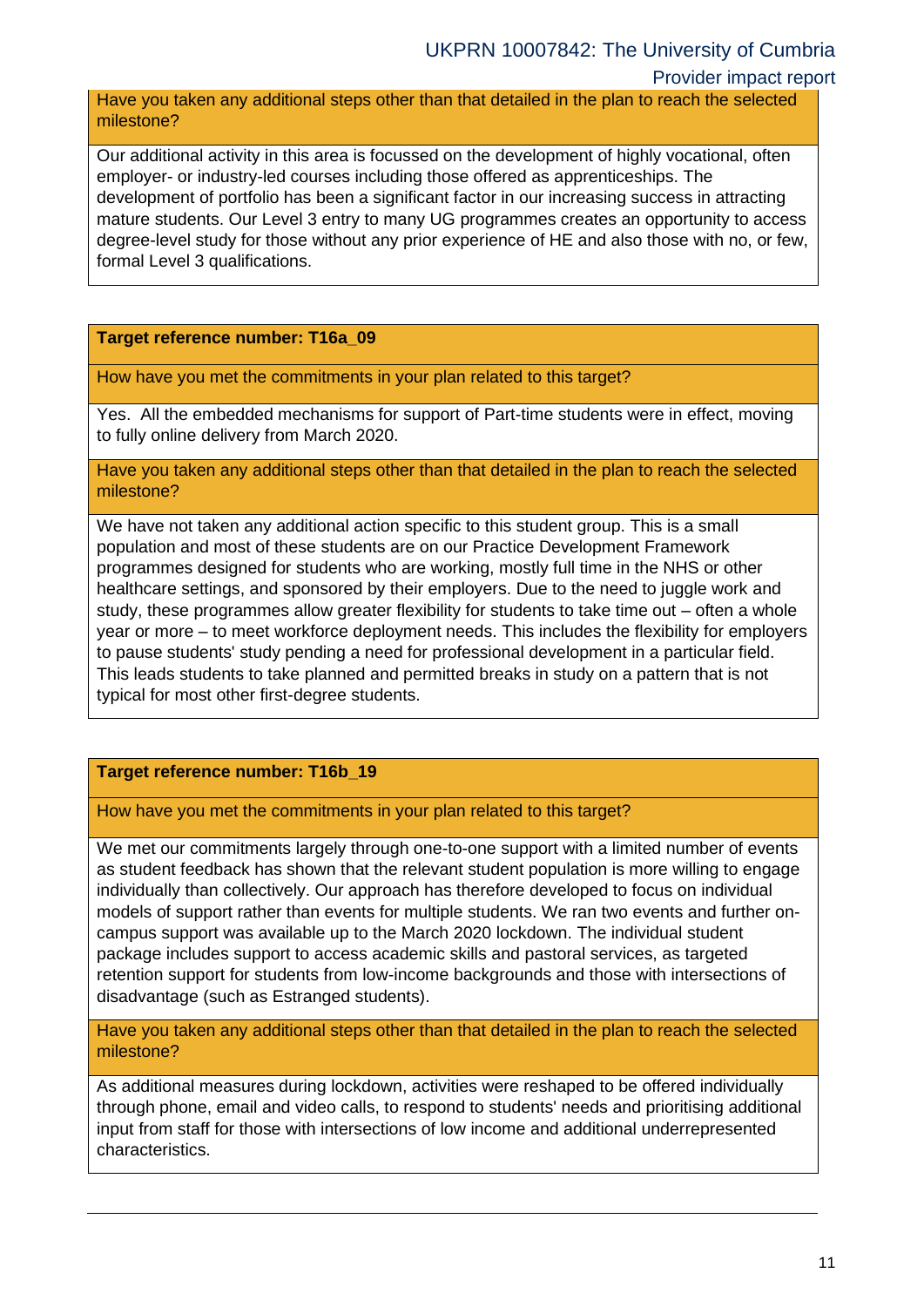Have you taken any additional steps other than that detailed in the plan to reach the selected milestone?

Our additional activity in this area is focussed on the development of highly vocational, often employer- or industry-led courses including those offered as apprenticeships. The development of portfolio has been a significant factor in our increasing success in attracting mature students. Our Level 3 entry to many UG programmes creates an opportunity to access degree-level study for those without any prior experience of HE and also those with no, or few, formal Level 3 qualifications.

**Target reference number: T16a_09**

How have you met the commitments in your plan related to this target?

Yes. All the embedded mechanisms for support of Part-time students were in effect, moving to fully online delivery from March 2020.

Have you taken any additional steps other than that detailed in the plan to reach the selected milestone?

We have not taken any additional action specific to this student group. This is a small population and most of these students are on our Practice Development Framework programmes designed for students who are working, mostly full time in the NHS or other healthcare settings, and sponsored by their employers. Due to the need to juggle work and study, these programmes allow greater flexibility for students to take time out – often a whole year or more – to meet workforce deployment needs. This includes the flexibility for employers to pause students' study pending a need for professional development in a particular field. This leads students to take planned and permitted breaks in study on a pattern that is not typical for most other first-degree students.

**Target reference number: T16b_19**

How have you met the commitments in your plan related to this target?

We met our commitments largely through one-to-one support with a limited number of events as student feedback has shown that the relevant student population is more willing to engage individually than collectively. Our approach has therefore developed to focus on individual models of support rather than events for multiple students. We ran two events and further on-campus support was available up to the March 2020 lockdown. The individual student package includes support to access academic skills and pastoral services, as targeted retention support for students from low-income backgrounds and those with intersections of disadvantage (such as Estranged students).

Have you taken any additional steps other than that detailed in the plan to reach the selected milestone?

As additional measures during lockdown, activities were reshaped to be offered individually through phone, email and video calls, to respond to students' needs and prioritising additional input from staff for those with intersections of low income and additional underrepresented characteristics.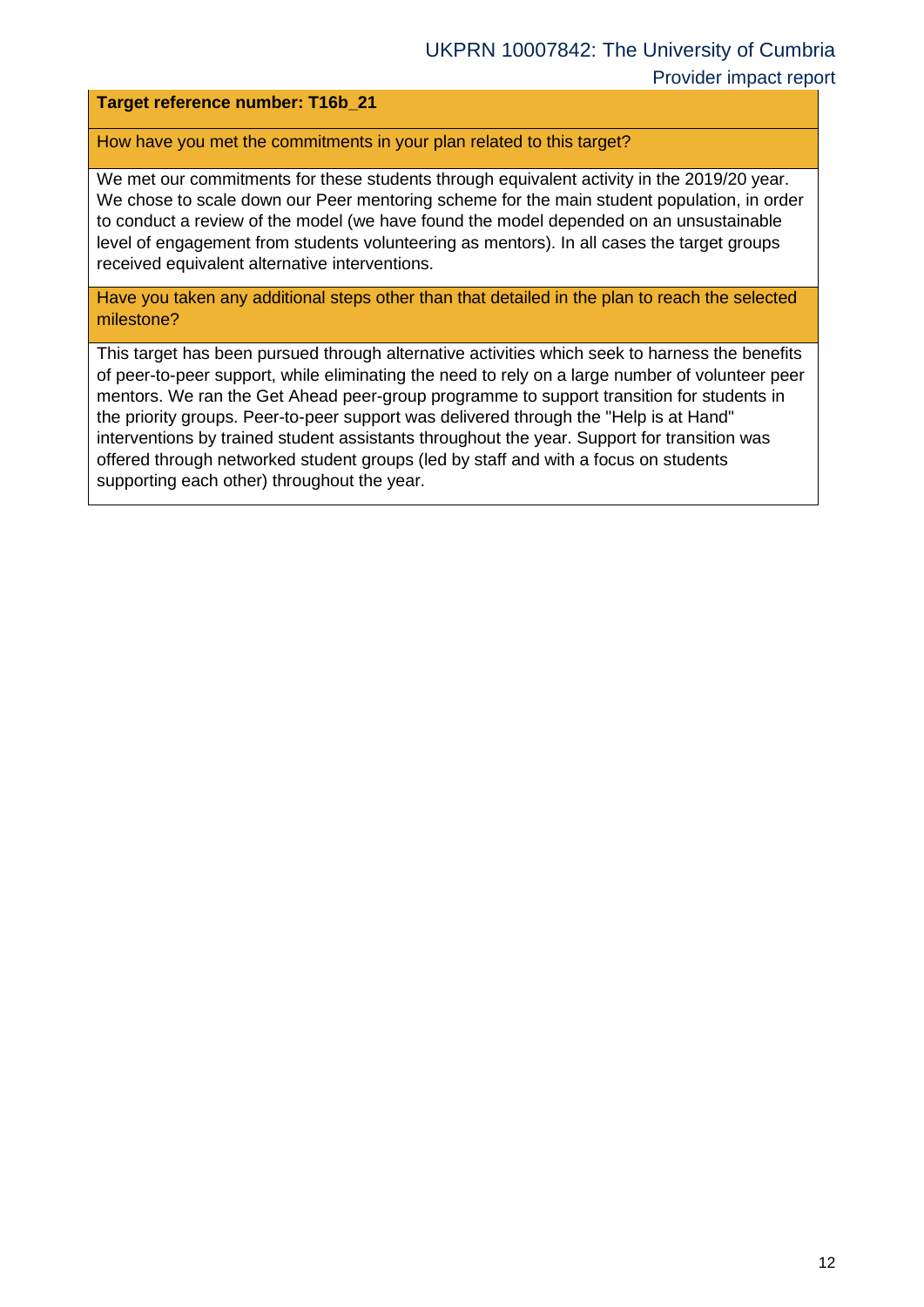**Target reference number: T16b_21**

How have you met the commitments in your plan related to this target?

We met our commitments for these students through equivalent activity in the 2019/20 year. We chose to scale down our Peer mentoring scheme for the main student population, in order to conduct a review of the model (we have found the model depended on an unsustainable level of engagement from students volunteering as mentors). In all cases the target groups received equivalent alternative interventions.

Have you taken any additional steps other than that detailed in the plan to reach the selected milestone?

This target has been pursued through alternative activities which seek to harness the benefits of peer-to-peer support, while eliminating the need to rely on a large number of volunteer peer mentors. We ran the Get Ahead peer-group programme to support transition for students in the priority groups. Peer-to-peer support was delivered through the "Help is at Hand" interventions by trained student assistants throughout the year. Support for transition was offered through networked student groups (led by staff and with a focus on students supporting each other) throughout the year.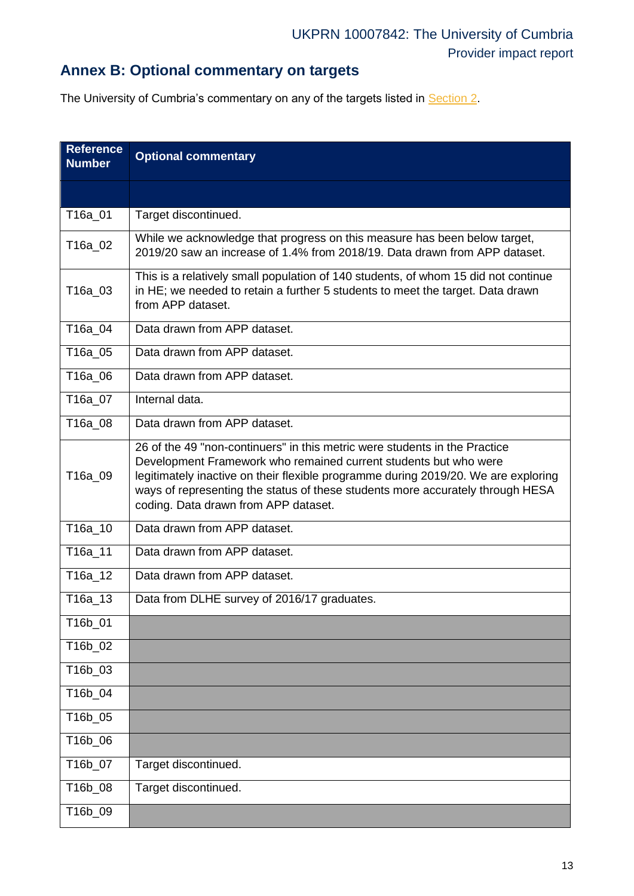## Annex B: Optional commentary on targets

The University of Cumbria's commentary on any of the targets listed in Section 2.

| Reference Number | Optional commentary |
| --- | --- |
| | |
| T16a_01 | Target discontinued. |
| T16a_02 | While we acknowledge that progress on this measure has been below target, 2019/20 saw an increase of 1.4% from 2018/19. Data drawn from APP dataset. |
| T16a_03 | This is a relatively small population of 140 students, of whom 15 did not continue in HE; we needed to retain a further 5 students to meet the target. Data drawn from APP dataset. |
| T16a_04 | Data drawn from APP dataset. |
| T16a_05 | Data drawn from APP dataset. |
| T16a_06 | Data drawn from APP dataset. |
| T16a_07 | Internal data. |
| T16a_08 | Data drawn from APP dataset. |
| T16a_09 | 26 of the 49 "non-continuers" in this metric were students in the Practice Development Framework who remained current students but who were legitimately inactive on their flexible programme during 2019/20. We are exploring ways of representing the status of these students more accurately through HESA coding. Data drawn from APP dataset. |
| T16a_10 | Data drawn from APP dataset. |
| T16a_11 | Data drawn from APP dataset. |
| T16a_12 | Data drawn from APP dataset. |
| T16a_13 | Data from DLHE survey of 2016/17 graduates. |
| T16b_01 | |
| T16b_02 | |
| T16b_03 | |
| T16b_04 | |
| T16b_05 | |
| T16b_06 | |
| T16b_07 | Target discontinued. |
| T16b_08 | Target discontinued. |
| T16b_09 | |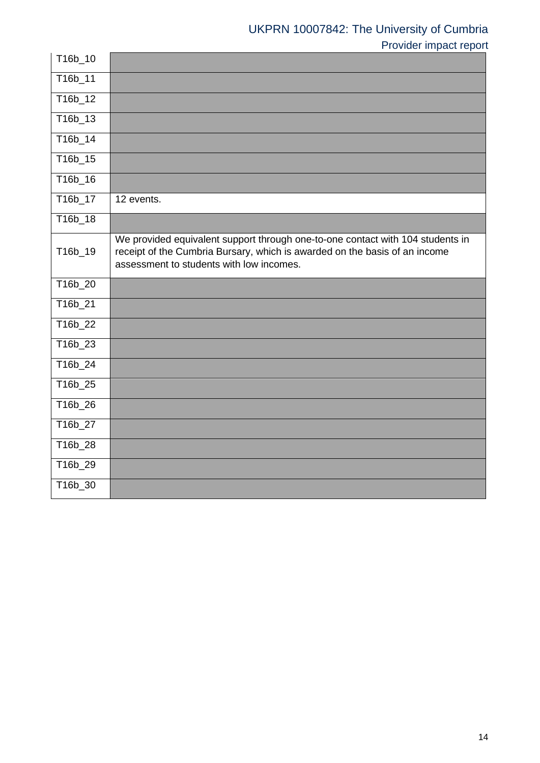| | |
|---|---|
| T16b_10 | |
| T16b_11 | |
| T16b_12 | |
| T16b_13 | |
| T16b_14 | |
| T16b_15 | |
| T16b_16 | |
| T16b_17 | 12 events. |
| T16b_18 | |
| T16b_19 | We provided equivalent support through one-to-one contact with 104 students in receipt of the Cumbria Bursary, which is awarded on the basis of an income assessment to students with low incomes. |
| T16b_20 | |
| T16b_21 | |
| T16b_22 | |
| T16b_23 | |
| T16b_24 | |
| T16b_25 | |
| T16b_26 | |
| T16b_27 | |
| T16b_28 | |
| T16b_29 | |
| T16b_30 | |